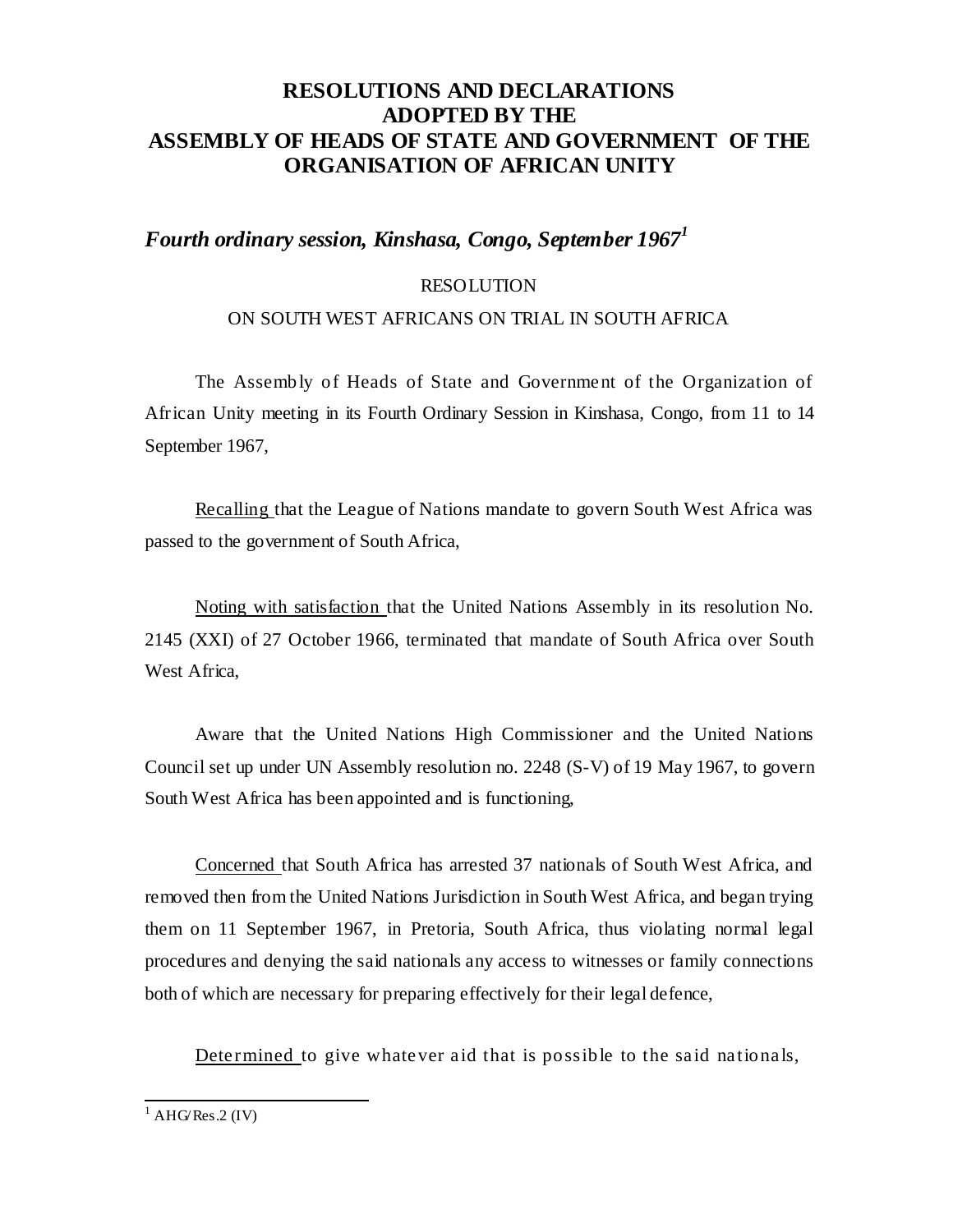# RESOLUTIONS AND DECLARATIONS ADOPTED BY THE ASSEMBLY OF HEADS OF STATE AND GOVERNMENT OF THE ORGANISATION OF AFRICAN UNITY

## *Fourth ordinary session, Kinshasa, Congo, September 1967*[1]

RESOLUTION

ON SOUTH WEST AFRICANS ON TRIAL IN SOUTH AFRICA

The Assembly of Heads of State and Government of the Organization of African Unity meeting in its Fourth Ordinary Session in Kinshasa, Congo, from 11 to 14 September 1967,

Recalling that the League of Nations mandate to govern South West Africa was passed to the government of South Africa,

Noting with satisfaction that the United Nations Assembly in its resolution No. 2145 (XXI) of 27 October 1966, terminated that mandate of South Africa over South West Africa,

Aware that the United Nations High Commissioner and the United Nations Council set up under UN Assembly resolution no. 2248 (S-V) of 19 May 1967, to govern South West Africa has been appointed and is functioning,

Concerned that South Africa has arrested 37 nationals of South West Africa, and removed then from the United Nations Jurisdiction in South West Africa, and began trying them on 11 September 1967, in Pretoria, South Africa, thus violating normal legal procedures and denying the said nationals any access to witnesses or family connections both of which are necessary for preparing effectively for their legal defence,

Determined to give whatever aid that is possible to the said nationals,

---

[1] AHG/Res.2 (IV)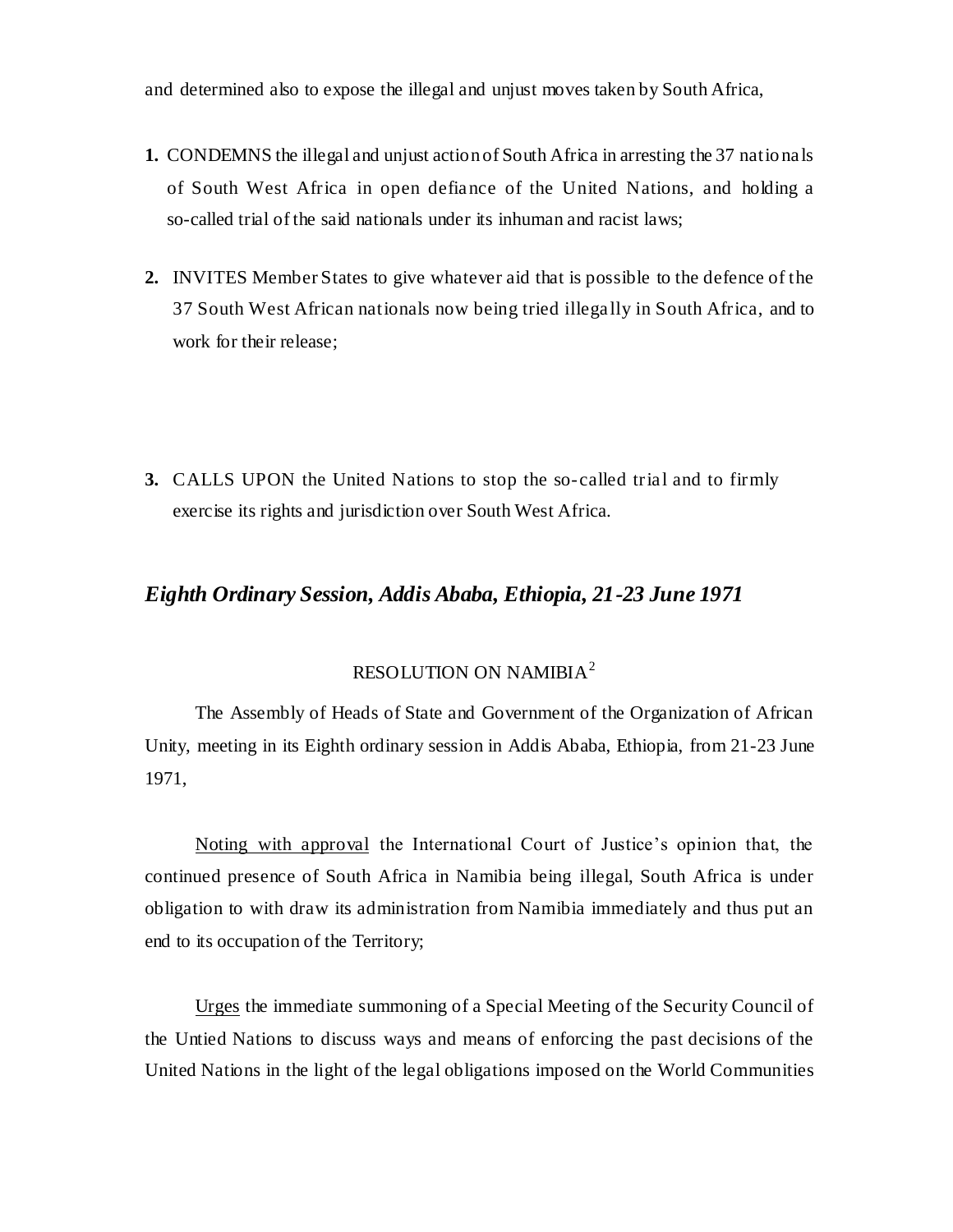and determined also to expose the illegal and unjust moves taken by South Africa,

1. **1.** CONDEMNS the illegal and unjust action of South Africa in arresting the 37 nationals of South West Africa in open defiance of the United Nations, and holding a so-called trial of the said nationals under its inhuman and racist laws;

2. **2.** INVITES Member States to give whatever aid that is possible to the defence of the 37 South West African nationals now being tried illegally in South Africa, and to work for their release;

3. **3.** CALLS UPON the United Nations to stop the so-called trial and to firmly exercise its rights and jurisdiction over South West Africa.

## *Eighth Ordinary Session, Addis Ababa, Ethiopia, 21-23 June 1971*

### RESOLUTION ON NAMIBIA[2]

The Assembly of Heads of State and Government of the Organization of African Unity, meeting in its Eighth ordinary session in Addis Ababa, Ethiopia, from 21-23 June 1971,

Noting with approval the International Court of Justice's opinion that, the continued presence of South Africa in Namibia being illegal, South Africa is under obligation to with draw its administration from Namibia immediately and thus put an end to its occupation of the Territory;

Urges the immediate summoning of a Special Meeting of the Security Council of the Untied Nations to discuss ways and means of enforcing the past decisions of the United Nations in the light of the legal obligations imposed on the World Communities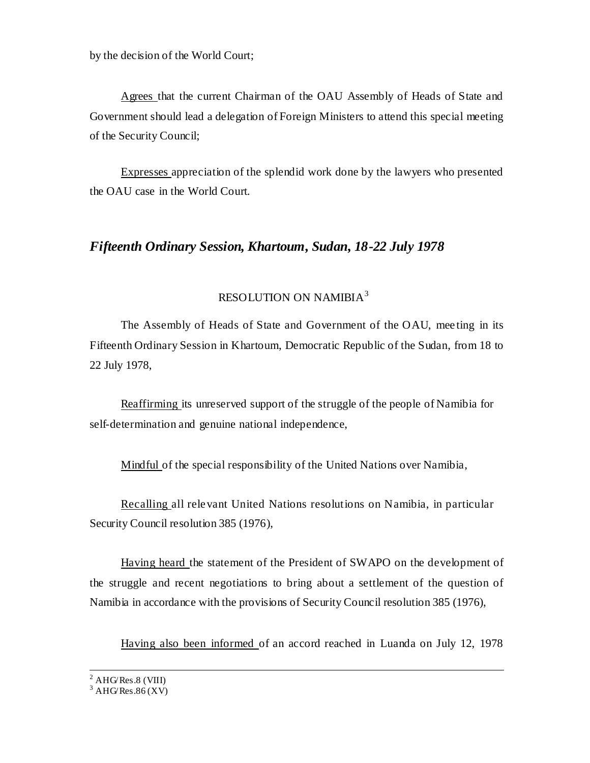by the decision of the World Court;

Agrees that the current Chairman of the OAU Assembly of Heads of State and Government should lead a delegation of Foreign Ministers to attend this special meeting of the Security Council;

Expresses appreciation of the splendid work done by the lawyers who presented the OAU case in the World Court.

## *Fifteenth Ordinary Session, Khartoum, Sudan, 18-22 July 1978*

### RESOLUTION ON NAMIBIA[3]

The Assembly of Heads of State and Government of the OAU, meeting in its Fifteenth Ordinary Session in Khartoum, Democratic Republic of the Sudan, from 18 to 22 July 1978,

Reaffirming its unreserved support of the struggle of the people of Namibia for self-determination and genuine national independence,

Mindful of the special responsibility of the United Nations over Namibia,

Recalling all relevant United Nations resolutions on Namibia, in particular Security Council resolution 385 (1976),

Having heard the statement of the President of SWAPO on the development of the struggle and recent negotiations to bring about a settlement of the question of Namibia in accordance with the provisions of Security Council resolution 385 (1976),

Having also been informed of an accord reached in Luanda on July 12, 1978

---

[2] AHG/Res.8 (VIII)

[3] AHG/Res.86 (XV)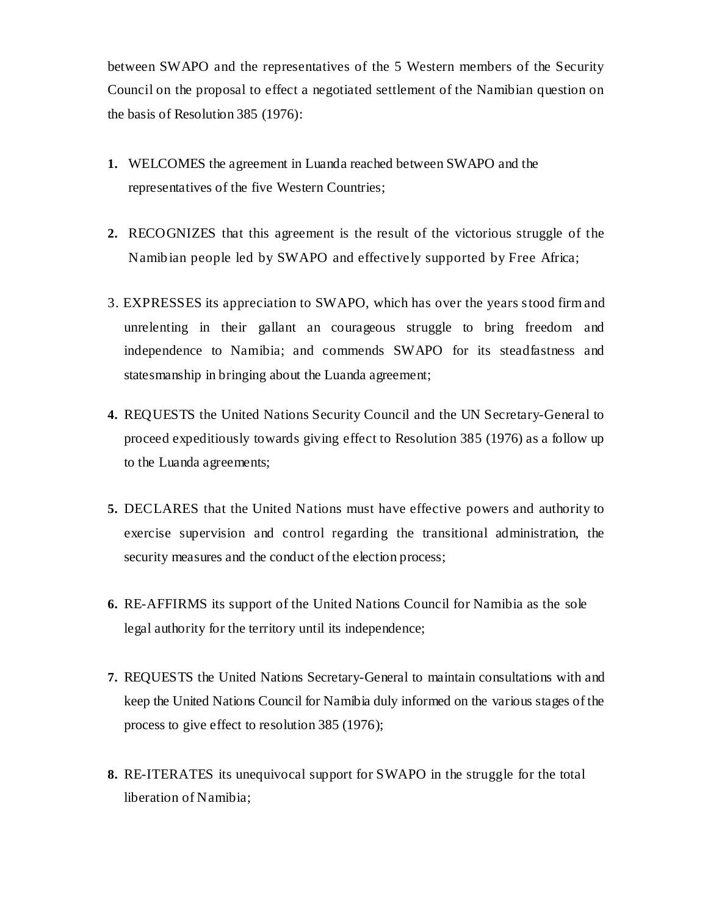between SWAPO and the representatives of the 5 Western members of the Security Council on the proposal to effect a negotiated settlement of the Namibian question on the basis of Resolution 385 (1976):

**1.** WELCOMES the agreement in Luanda reached between SWAPO and the representatives of the five Western Countries;

**2.** RECOGNIZES that this agreement is the result of the victorious struggle of the Namibian people led by SWAPO and effectively supported by Free Africa;

3. EXPRESSES its appreciation to SWAPO, which has over the years stood firm and unrelenting in their gallant an courageous struggle to bring freedom and independence to Namibia; and commends SWAPO for its steadfastness and statesmanship in bringing about the Luanda agreement;

**4.** REQUESTS the United Nations Security Council and the UN Secretary-General to proceed expeditiously towards giving effect to Resolution 385 (1976) as a follow up to the Luanda agreements;

**5.** DECLARES that the United Nations must have effective powers and authority to exercise supervision and control regarding the transitional administration, the security measures and the conduct of the election process;

**6.** RE-AFFIRMS its support of the United Nations Council for Namibia as the sole legal authority for the territory until its independence;

**7.** REQUESTS the United Nations Secretary-General to maintain consultations with and keep the United Nations Council for Namibia duly informed on the various stages of the process to give effect to resolution 385 (1976);

**8.** RE-ITERATES its unequivocal support for SWAPO in the struggle for the total liberation of Namibia;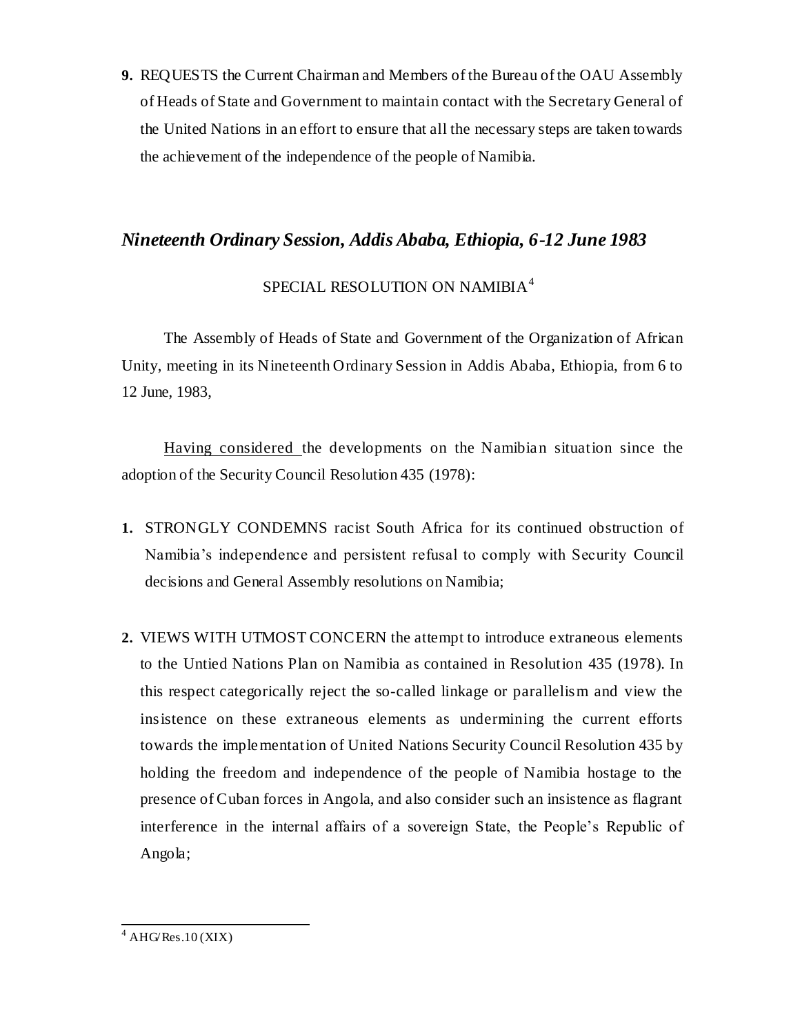**9.** REQUESTS the Current Chairman and Members of the Bureau of the OAU Assembly of Heads of State and Government to maintain contact with the Secretary General of the United Nations in an effort to ensure that all the necessary steps are taken towards the achievement of the independence of the people of Namibia.

## *Nineteenth Ordinary Session, Addis Ababa, Ethiopia, 6-12 June 1983*

### SPECIAL RESOLUTION ON NAMIBIA[4]

The Assembly of Heads of State and Government of the Organization of African Unity, meeting in its Nineteenth Ordinary Session in Addis Ababa, Ethiopia, from 6 to 12 June, 1983,

Having considered the developments on the Namibian situation since the adoption of the Security Council Resolution 435 (1978):

**1.** STRONGLY CONDEMNS racist South Africa for its continued obstruction of Namibia's independence and persistent refusal to comply with Security Council decisions and General Assembly resolutions on Namibia;

**2.** VIEWS WITH UTMOST CONCERN the attempt to introduce extraneous elements to the Untied Nations Plan on Namibia as contained in Resolution 435 (1978). In this respect categorically reject the so-called linkage or parallelism and view the insistence on these extraneous elements as undermining the current efforts towards the implementation of United Nations Security Council Resolution 435 by holding the freedom and independence of the people of Namibia hostage to the presence of Cuban forces in Angola, and also consider such an insistence as flagrant interference in the internal affairs of a sovereign State, the People's Republic of Angola;

[4] AHG/Res.10 (XIX)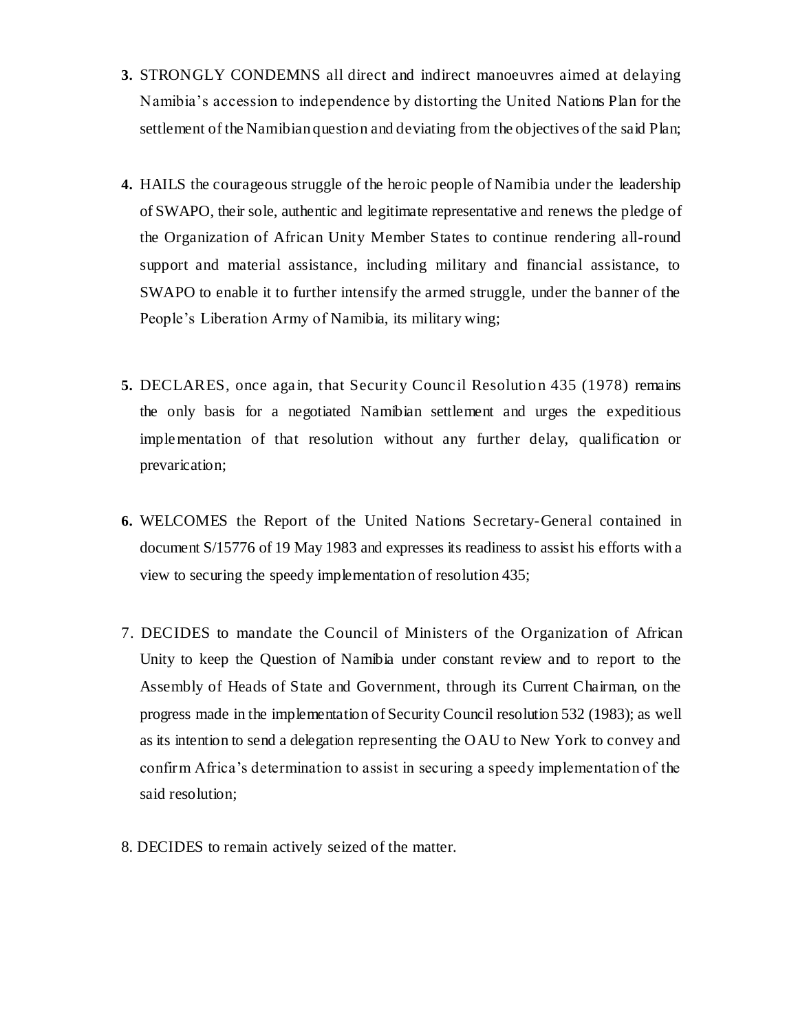**3.** STRONGLY CONDEMNS all direct and indirect manoeuvres aimed at delaying Namibia's accession to independence by distorting the United Nations Plan for the settlement of the Namibian question and deviating from the objectives of the said Plan;

**4.** HAILS the courageous struggle of the heroic people of Namibia under the leadership of SWAPO, their sole, authentic and legitimate representative and renews the pledge of the Organization of African Unity Member States to continue rendering all-round support and material assistance, including military and financial assistance, to SWAPO to enable it to further intensify the armed struggle, under the banner of the People's Liberation Army of Namibia, its military wing;

**5.** DECLARES, once again, that Security Council Resolution 435 (1978) remains the only basis for a negotiated Namibian settlement and urges the expeditious implementation of that resolution without any further delay, qualification or prevarication;

**6.** WELCOMES the Report of the United Nations Secretary-General contained in document S/15776 of 19 May 1983 and expresses its readiness to assist his efforts with a view to securing the speedy implementation of resolution 435;

7. DECIDES to mandate the Council of Ministers of the Organization of African Unity to keep the Question of Namibia under constant review and to report to the Assembly of Heads of State and Government, through its Current Chairman, on the progress made in the implementation of Security Council resolution 532 (1983); as well as its intention to send a delegation representing the OAU to New York to convey and confirm Africa's determination to assist in securing a speedy implementation of the said resolution;

8. DECIDES to remain actively seized of the matter.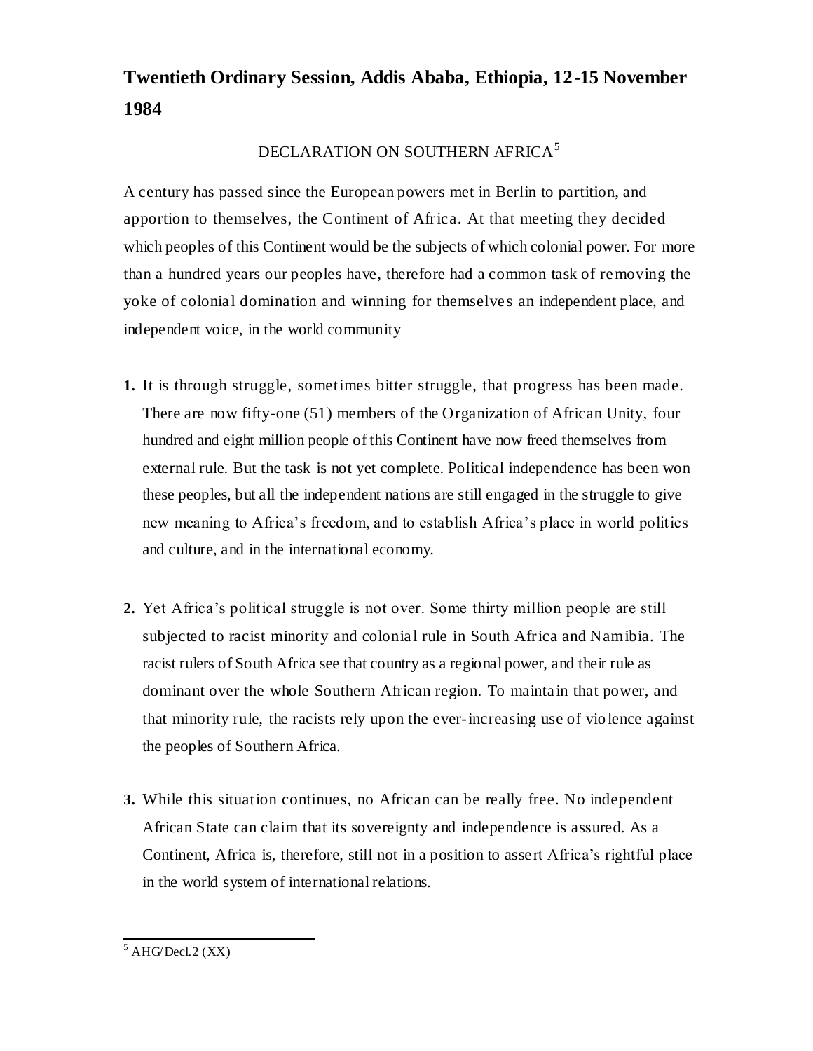## Twentieth Ordinary Session, Addis Ababa, Ethiopia, 12-15 November 1984

DECLARATION ON SOUTHERN AFRICA[5]

A century has passed since the European powers met in Berlin to partition, and apportion to themselves, the Continent of Africa. At that meeting they decided which peoples of this Continent would be the subjects of which colonial power. For more than a hundred years our peoples have, therefore had a common task of removing the yoke of colonial domination and winning for themselves an independent place, and independent voice, in the world community

1. It is through struggle, sometimes bitter struggle, that progress has been made. There are now fifty-one (51) members of the Organization of African Unity, four hundred and eight million people of this Continent have now freed themselves from external rule. But the task is not yet complete. Political independence has been won these peoples, but all the independent nations are still engaged in the struggle to give new meaning to Africa's freedom, and to establish Africa's place in world politics and culture, and in the international economy.

2. Yet Africa's political struggle is not over. Some thirty million people are still subjected to racist minority and colonial rule in South Africa and Namibia. The racist rulers of South Africa see that country as a regional power, and their rule as dominant over the whole Southern African region. To maintain that power, and that minority rule, the racists rely upon the ever-increasing use of violence against the peoples of Southern Africa.

3. While this situation continues, no African can be really free. No independent African State can claim that its sovereignty and independence is assured. As a Continent, Africa is, therefore, still not in a position to assert Africa's rightful place in the world system of international relations.

[5] AHG/Decl.2 (XX)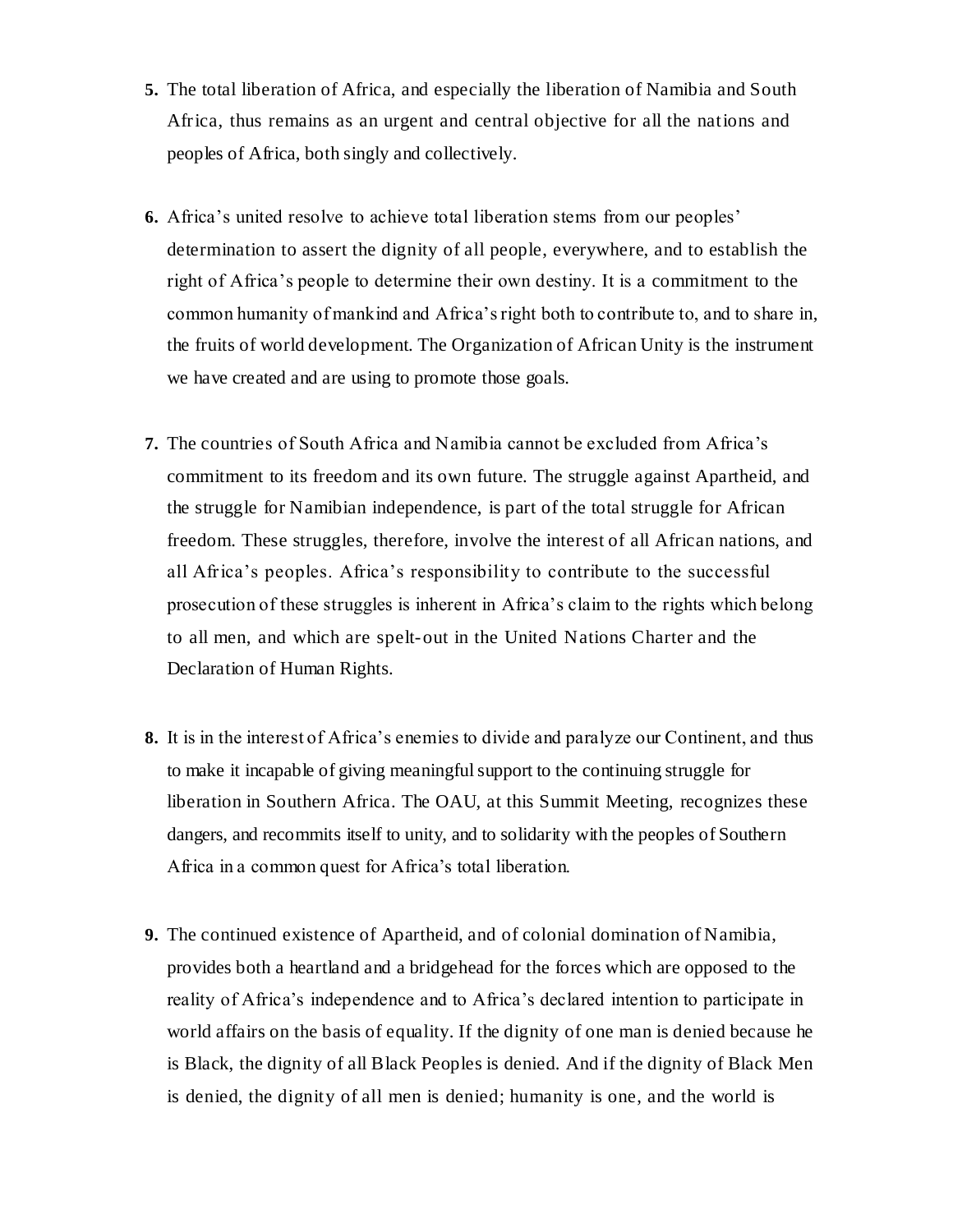**5.** The total liberation of Africa, and especially the liberation of Namibia and South Africa, thus remains as an urgent and central objective for all the nations and peoples of Africa, both singly and collectively.

**6.** Africa's united resolve to achieve total liberation stems from our peoples' determination to assert the dignity of all people, everywhere, and to establish the right of Africa's people to determine their own destiny. It is a commitment to the common humanity of mankind and Africa's right both to contribute to, and to share in, the fruits of world development. The Organization of African Unity is the instrument we have created and are using to promote those goals.

**7.** The countries of South Africa and Namibia cannot be excluded from Africa's commitment to its freedom and its own future. The struggle against Apartheid, and the struggle for Namibian independence, is part of the total struggle for African freedom. These struggles, therefore, involve the interest of all African nations, and all Africa's peoples. Africa's responsibility to contribute to the successful prosecution of these struggles is inherent in Africa's claim to the rights which belong to all men, and which are spelt-out in the United Nations Charter and the Declaration of Human Rights.

**8.** It is in the interest of Africa's enemies to divide and paralyze our Continent, and thus to make it incapable of giving meaningful support to the continuing struggle for liberation in Southern Africa. The OAU, at this Summit Meeting, recognizes these dangers, and recommits itself to unity, and to solidarity with the peoples of Southern Africa in a common quest for Africa's total liberation.

**9.** The continued existence of Apartheid, and of colonial domination of Namibia, provides both a heartland and a bridgehead for the forces which are opposed to the reality of Africa's independence and to Africa's declared intention to participate in world affairs on the basis of equality. If the dignity of one man is denied because he is Black, the dignity of all Black Peoples is denied. And if the dignity of Black Men is denied, the dignity of all men is denied; humanity is one, and the world is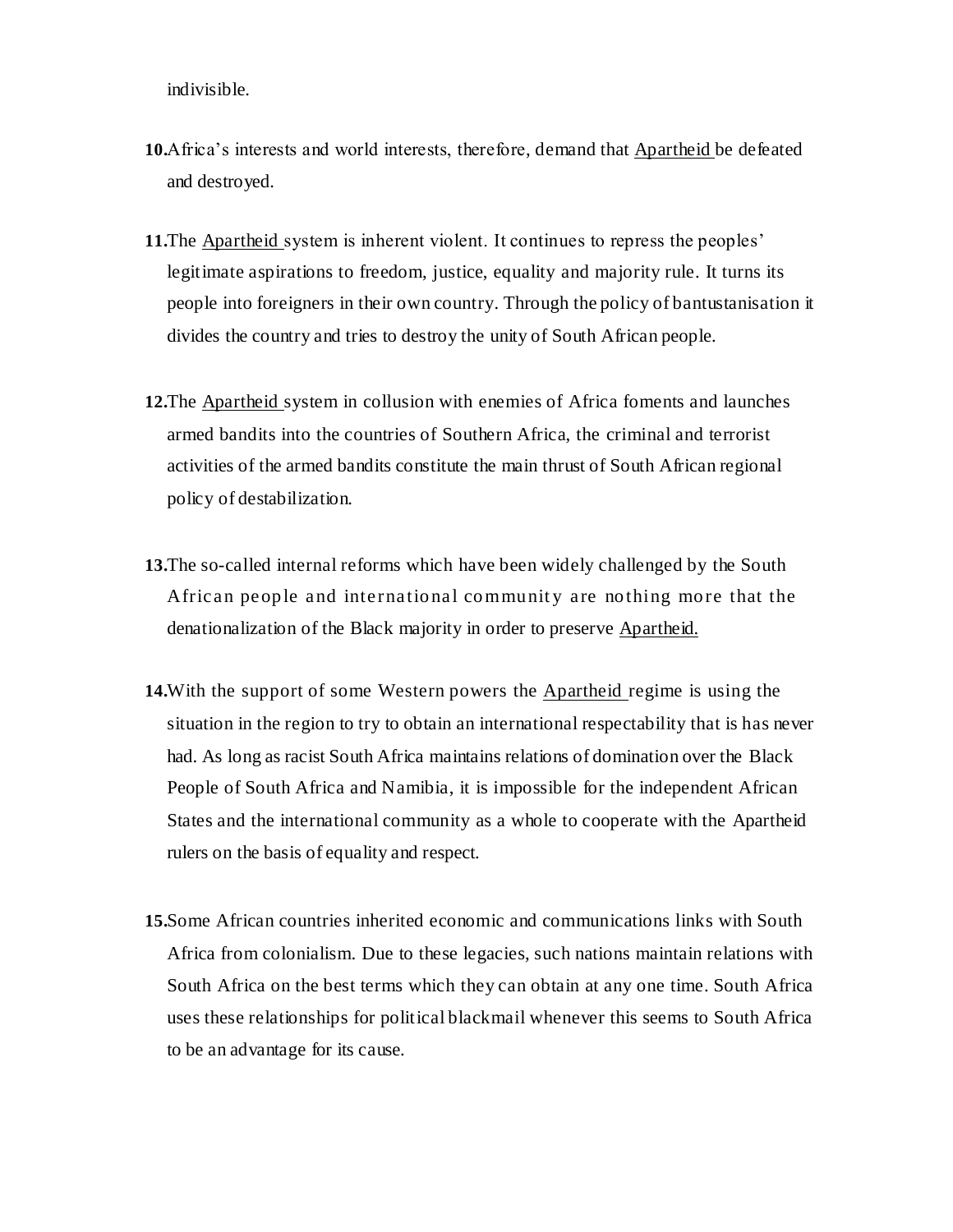indivisible.

**10.**Africa's interests and world interests, therefore, demand that <u>Apartheid</u> be defeated and destroyed.

**11.**The <u>Apartheid</u> system is inherent violent. It continues to repress the peoples' legitimate aspirations to freedom, justice, equality and majority rule. It turns its people into foreigners in their own country. Through the policy of bantustanisation it divides the country and tries to destroy the unity of South African people.

**12.**The <u>Apartheid</u> system in collusion with enemies of Africa foments and launches armed bandits into the countries of Southern Africa, the criminal and terrorist activities of the armed bandits constitute the main thrust of South African regional policy of destabilization.

**13.**The so-called internal reforms which have been widely challenged by the South African people and international community are nothing more that the denationalization of the Black majority in order to preserve <u>Apartheid.</u>

**14.**With the support of some Western powers the <u>Apartheid</u> regime is using the situation in the region to try to obtain an international respectability that is has never had. As long as racist South Africa maintains relations of domination over the Black People of South Africa and Namibia, it is impossible for the independent African States and the international community as a whole to cooperate with the Apartheid rulers on the basis of equality and respect.

**15.**Some African countries inherited economic and communications links with South Africa from colonialism. Due to these legacies, such nations maintain relations with South Africa on the best terms which they can obtain at any one time. South Africa uses these relationships for political blackmail whenever this seems to South Africa to be an advantage for its cause.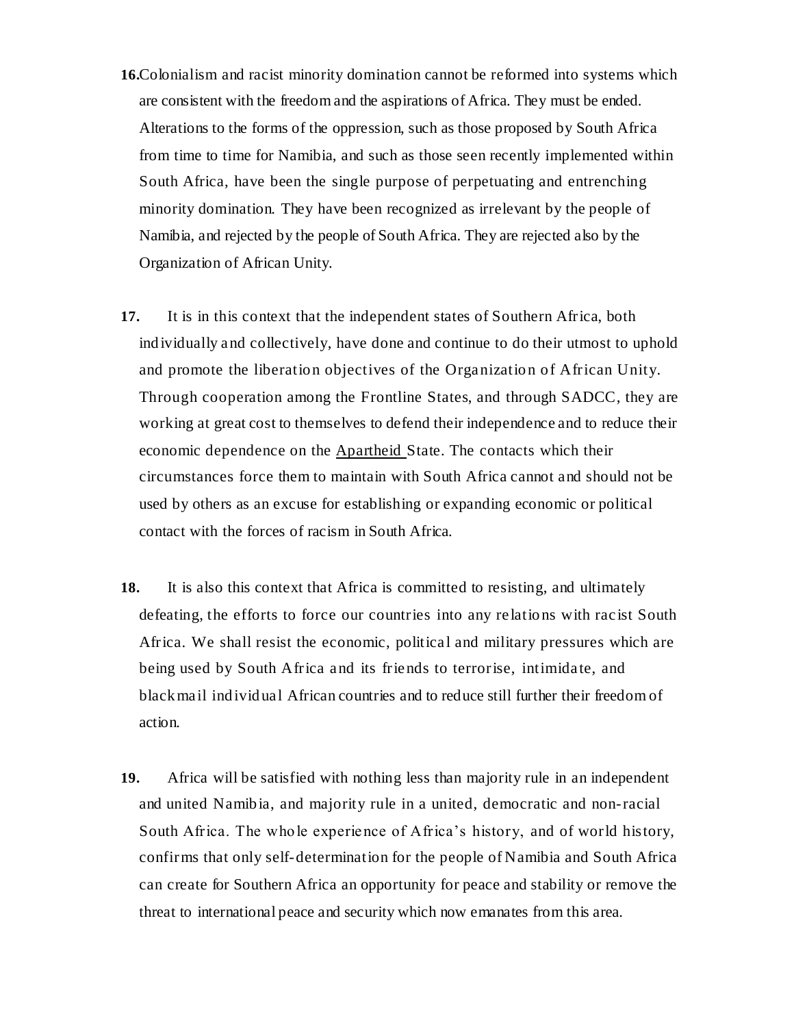**16.** Colonialism and racist minority domination cannot be reformed into systems which are consistent with the freedom and the aspirations of Africa. They must be ended. Alterations to the forms of the oppression, such as those proposed by South Africa from time to time for Namibia, and such as those seen recently implemented within South Africa, have been the single purpose of perpetuating and entrenching minority domination. They have been recognized as irrelevant by the people of Namibia, and rejected by the people of South Africa. They are rejected also by the Organization of African Unity.

**17.** It is in this context that the independent states of Southern Africa, both individually and collectively, have done and continue to do their utmost to uphold and promote the liberation objectives of the Organization of African Unity. Through cooperation among the Frontline States, and through SADCC, they are working at great cost to themselves to defend their independence and to reduce their economic dependence on the Apartheid State. The contacts which their circumstances force them to maintain with South Africa cannot and should not be used by others as an excuse for establishing or expanding economic or political contact with the forces of racism in South Africa.

**18.** It is also this context that Africa is committed to resisting, and ultimately defeating, the efforts to force our countries into any relations with racist South Africa. We shall resist the economic, political and military pressures which are being used by South Africa and its friends to terrorise, intimidate, and blackmail individual African countries and to reduce still further their freedom of action.

**19.** Africa will be satisfied with nothing less than majority rule in an independent and united Namibia, and majority rule in a united, democratic and non-racial South Africa. The whole experience of Africa's history, and of world history, confirms that only self-determination for the people of Namibia and South Africa can create for Southern Africa an opportunity for peace and stability or remove the threat to international peace and security which now emanates from this area.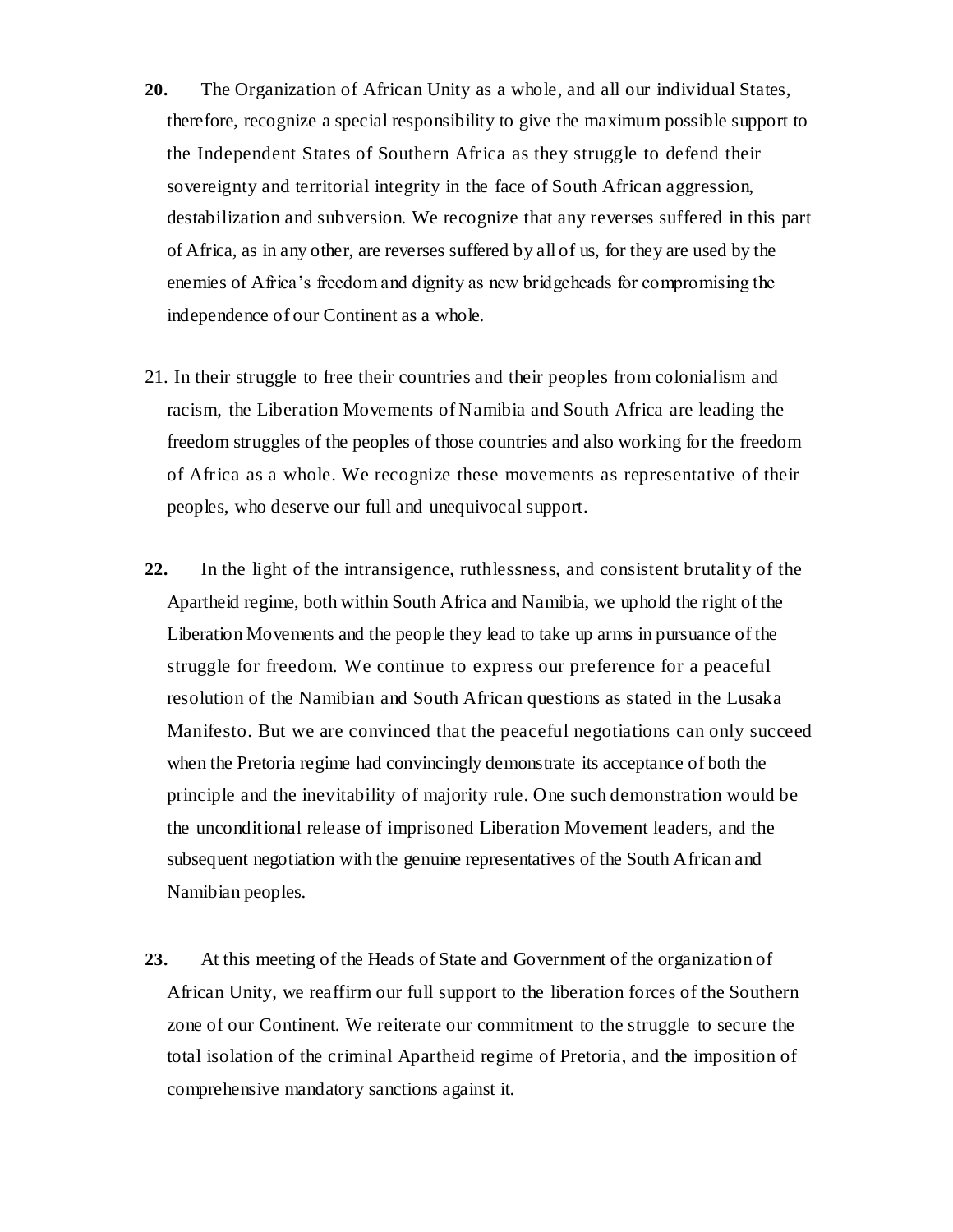**20.** The Organization of African Unity as a whole, and all our individual States, therefore, recognize a special responsibility to give the maximum possible support to the Independent States of Southern Africa as they struggle to defend their sovereignty and territorial integrity in the face of South African aggression, destabilization and subversion. We recognize that any reverses suffered in this part of Africa, as in any other, are reverses suffered by all of us, for they are used by the enemies of Africa's freedom and dignity as new bridgeheads for compromising the independence of our Continent as a whole.

21. In their struggle to free their countries and their peoples from colonialism and racism, the Liberation Movements of Namibia and South Africa are leading the freedom struggles of the peoples of those countries and also working for the freedom of Africa as a whole. We recognize these movements as representative of their peoples, who deserve our full and unequivocal support.

**22.** In the light of the intransigence, ruthlessness, and consistent brutality of the Apartheid regime, both within South Africa and Namibia, we uphold the right of the Liberation Movements and the people they lead to take up arms in pursuance of the struggle for freedom. We continue to express our preference for a peaceful resolution of the Namibian and South African questions as stated in the Lusaka Manifesto. But we are convinced that the peaceful negotiations can only succeed when the Pretoria regime had convincingly demonstrate its acceptance of both the principle and the inevitability of majority rule. One such demonstration would be the unconditional release of imprisoned Liberation Movement leaders, and the subsequent negotiation with the genuine representatives of the South African and Namibian peoples.

**23.** At this meeting of the Heads of State and Government of the organization of African Unity, we reaffirm our full support to the liberation forces of the Southern zone of our Continent. We reiterate our commitment to the struggle to secure the total isolation of the criminal Apartheid regime of Pretoria, and the imposition of comprehensive mandatory sanctions against it.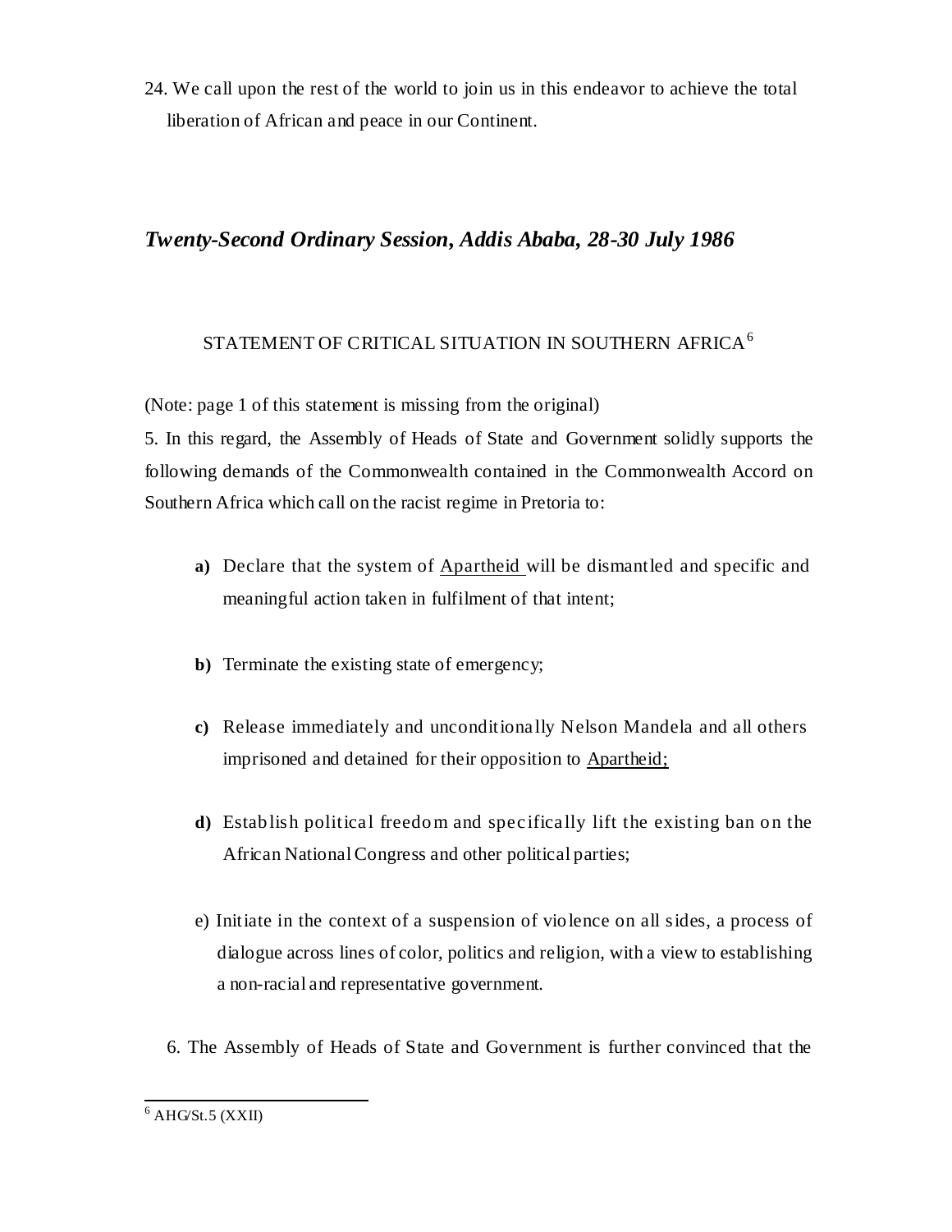24. We call upon the rest of the world to join us in this endeavor to achieve the total liberation of African and peace in our Continent.

## *Twenty-Second Ordinary Session, Addis Ababa, 28-30 July 1986*

### STATEMENT OF CRITICAL SITUATION IN SOUTHERN AFRICA[6]

(Note: page 1 of this statement is missing from the original)

5. In this regard, the Assembly of Heads of State and Government solidly supports the following demands of the Commonwealth contained in the Commonwealth Accord on Southern Africa which call on the racist regime in Pretoria to:

   **a)** Declare that the system of Apartheid will be dismantled and specific and meaningful action taken in fulfilment of that intent;

   **b)** Terminate the existing state of emergency;

   **c)** Release immediately and unconditionally Nelson Mandela and all others imprisoned and detained for their opposition to Apartheid;

   **d)** Establish political freedom and specifically lift the existing ban on the African National Congress and other political parties;

   e) Initiate in the context of a suspension of violence on all sides, a process of dialogue across lines of color, politics and religion, with a view to establishing a non-racial and representative government.

6. The Assembly of Heads of State and Government is further convinced that the

[6] AHG/St.5 (XXII)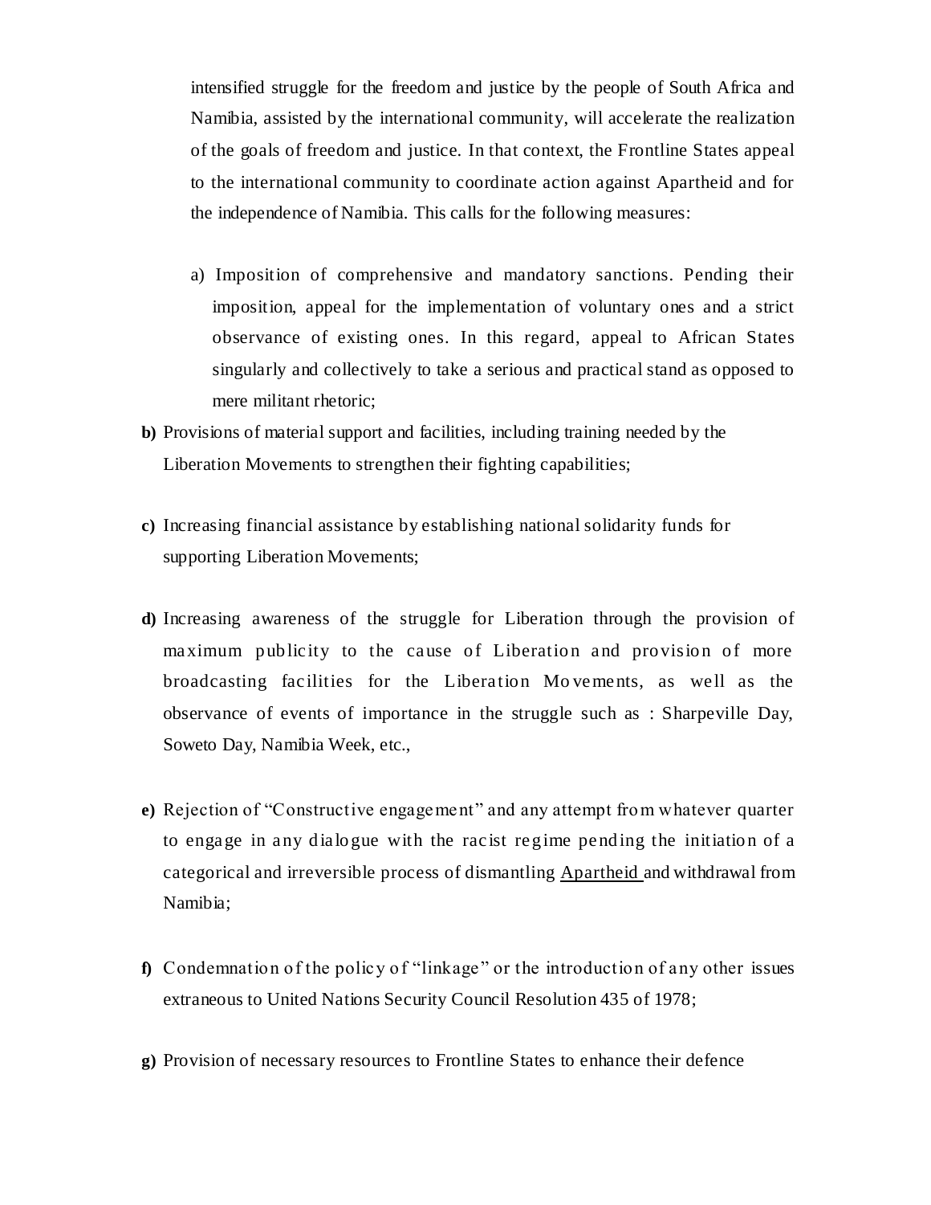intensified struggle for the freedom and justice by the people of South Africa and Namibia, assisted by the international community, will accelerate the realization of the goals of freedom and justice. In that context, the Frontline States appeal to the international community to coordinate action against Apartheid and for the independence of Namibia. This calls for the following measures:

a) Imposition of comprehensive and mandatory sanctions. Pending their imposition, appeal for the implementation of voluntary ones and a strict observance of existing ones. In this regard, appeal to African States singularly and collectively to take a serious and practical stand as opposed to mere militant rhetoric;

**b)** Provisions of material support and facilities, including training needed by the Liberation Movements to strengthen their fighting capabilities;

**c)** Increasing financial assistance by establishing national solidarity funds for supporting Liberation Movements;

**d)** Increasing awareness of the struggle for Liberation through the provision of maximum publicity to the cause of Liberation and provision of more broadcasting facilities for the Liberation Movements, as well as the observance of events of importance in the struggle such as : Sharpeville Day, Soweto Day, Namibia Week, etc.,

**e)** Rejection of "Constructive engagement" and any attempt from whatever quarter to engage in any dialogue with the racist regime pending the initiation of a categorical and irreversible process of dismantling Apartheid and withdrawal from Namibia;

**f)** Condemnation of the policy of "linkage" or the introduction of any other issues extraneous to United Nations Security Council Resolution 435 of 1978;

**g)** Provision of necessary resources to Frontline States to enhance their defence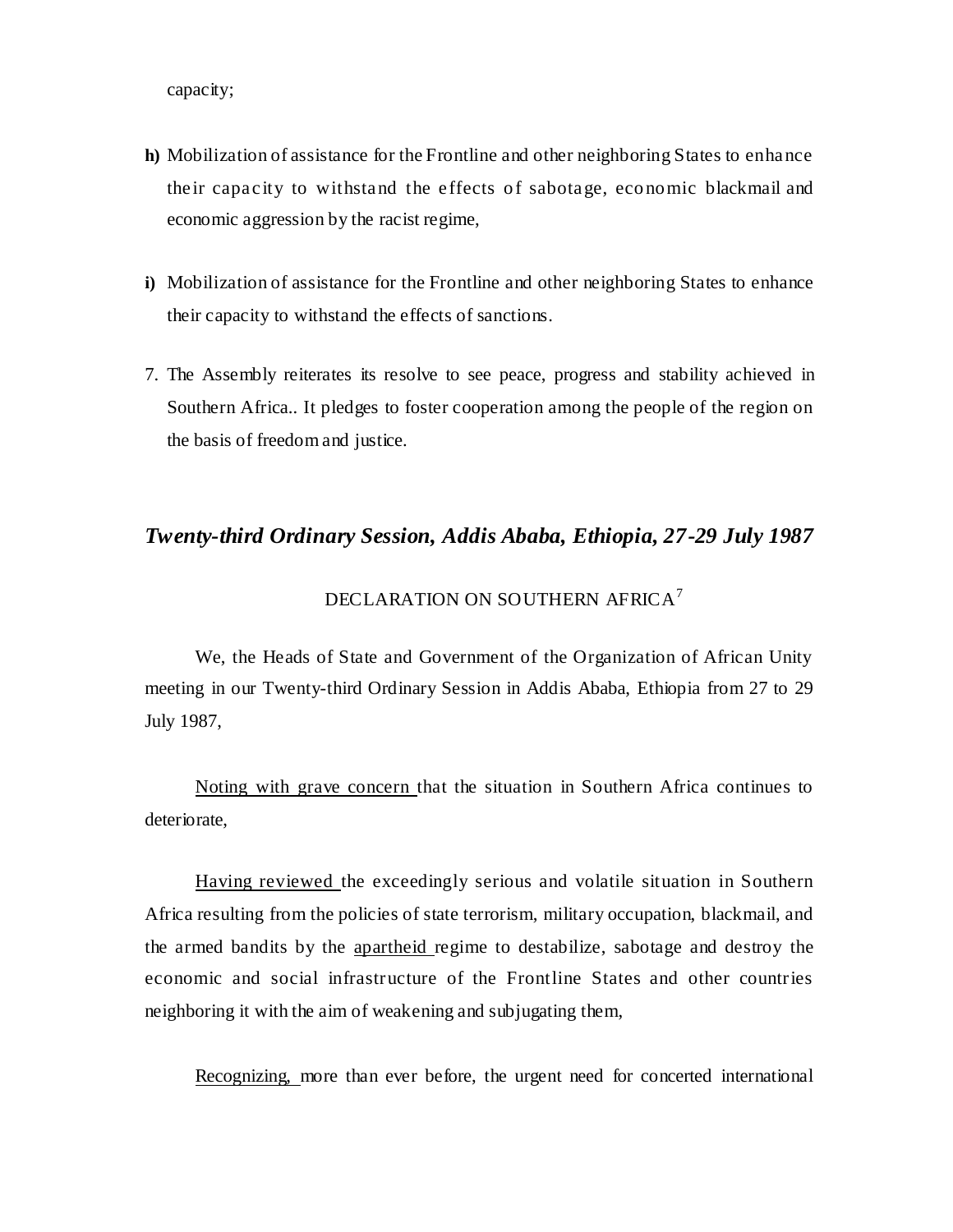capacity;

**h)** Mobilization of assistance for the Frontline and other neighboring States to enhance their capacity to withstand the effects of sabotage, economic blackmail and economic aggression by the racist regime,

**i)** Mobilization of assistance for the Frontline and other neighboring States to enhance their capacity to withstand the effects of sanctions.

7. The Assembly reiterates its resolve to see peace, progress and stability achieved in Southern Africa.. It pledges to foster cooperation among the people of the region on the basis of freedom and justice.

## *Twenty-third Ordinary Session, Addis Ababa, Ethiopia, 27-29 July 1987*

### DECLARATION ON SOUTHERN AFRICA[7]

We, the Heads of State and Government of the Organization of African Unity meeting in our Twenty-third Ordinary Session in Addis Ababa, Ethiopia from 27 to 29 July 1987,

Noting with grave concern that the situation in Southern Africa continues to deteriorate,

Having reviewed the exceedingly serious and volatile situation in Southern Africa resulting from the policies of state terrorism, military occupation, blackmail, and the armed bandits by the apartheid regime to destabilize, sabotage and destroy the economic and social infrastructure of the Frontline States and other countries neighboring it with the aim of weakening and subjugating them,

Recognizing, more than ever before, the urgent need for concerted international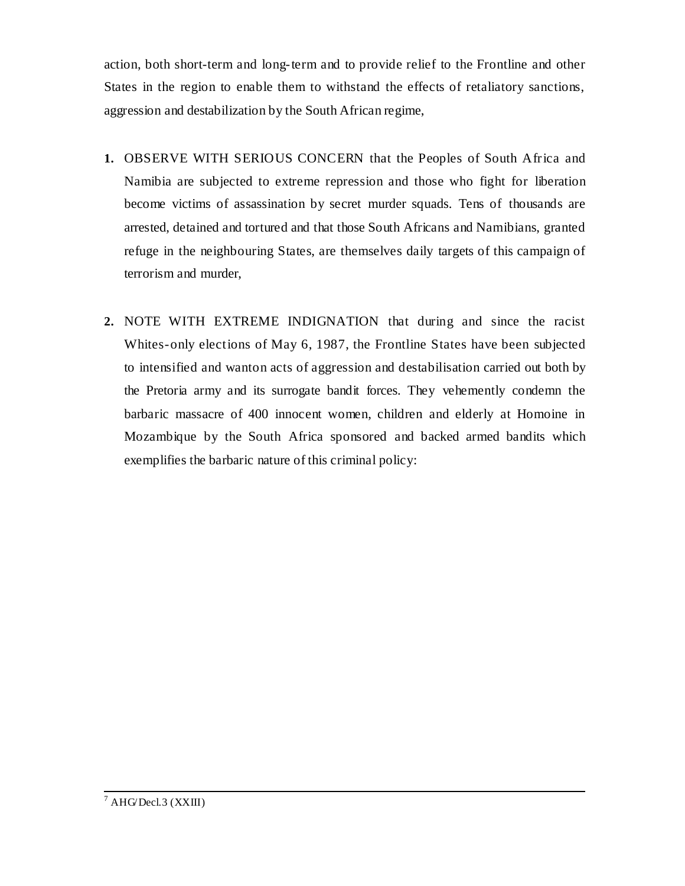action, both short-term and long-term and to provide relief to the Frontline and other States in the region to enable them to withstand the effects of retaliatory sanctions, aggression and destabilization by the South African regime,

1. OBSERVE WITH SERIOUS CONCERN that the Peoples of South Africa and Namibia are subjected to extreme repression and those who fight for liberation become victims of assassination by secret murder squads. Tens of thousands are arrested, detained and tortured and that those South Africans and Namibians, granted refuge in the neighbouring States, are themselves daily targets of this campaign of terrorism and murder,

2. NOTE WITH EXTREME INDIGNATION that during and since the racist Whites-only elections of May 6, 1987, the Frontline States have been subjected to intensified and wanton acts of aggression and destabilisation carried out both by the Pretoria army and its surrogate bandit forces. They vehemently condemn the barbaric massacre of 400 innocent women, children and elderly at Homoine in Mozambique by the South Africa sponsored and backed armed bandits which exemplifies the barbaric nature of this criminal policy:

[7] AHG/Decl.3 (XXIII)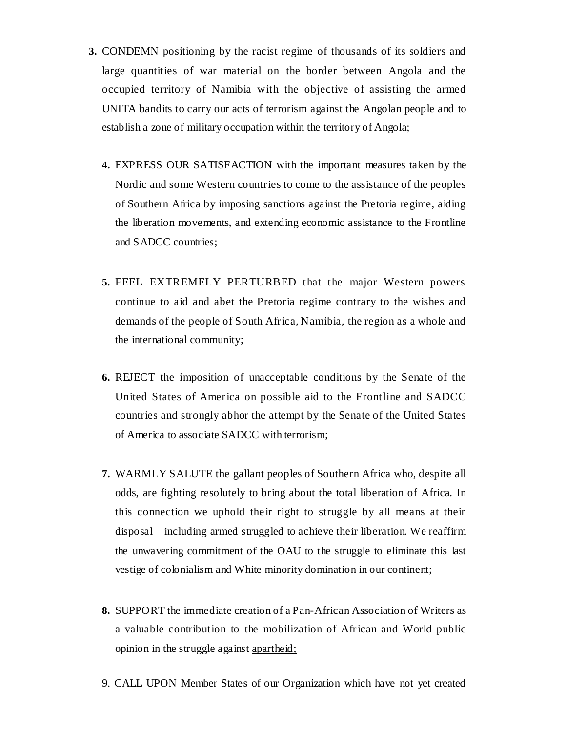3. CONDEMN positioning by the racist regime of thousands of its soldiers and large quantities of war material on the border between Angola and the occupied territory of Namibia with the objective of assisting the armed UNITA bandits to carry our acts of terrorism against the Angolan people and to establish a zone of military occupation within the territory of Angola;

4. EXPRESS OUR SATISFACTION with the important measures taken by the Nordic and some Western countries to come to the assistance of the peoples of Southern Africa by imposing sanctions against the Pretoria regime, aiding the liberation movements, and extending economic assistance to the Frontline and SADCC countries;

5. FEEL EXTREMELY PERTURBED that the major Western powers continue to aid and abet the Pretoria regime contrary to the wishes and demands of the people of South Africa, Namibia, the region as a whole and the international community;

6. REJECT the imposition of unacceptable conditions by the Senate of the United States of America on possible aid to the Frontline and SADCC countries and strongly abhor the attempt by the Senate of the United States of America to associate SADCC with terrorism;

7. WARMLY SALUTE the gallant peoples of Southern Africa who, despite all odds, are fighting resolutely to bring about the total liberation of Africa. In this connection we uphold their right to struggle by all means at their disposal – including armed struggled to achieve their liberation. We reaffirm the unwavering commitment of the OAU to the struggle to eliminate this last vestige of colonialism and White minority domination in our continent;

8. SUPPORT the immediate creation of a Pan-African Association of Writers as a valuable contribution to the mobilization of African and World public opinion in the struggle against apartheid;

9. CALL UPON Member States of our Organization which have not yet created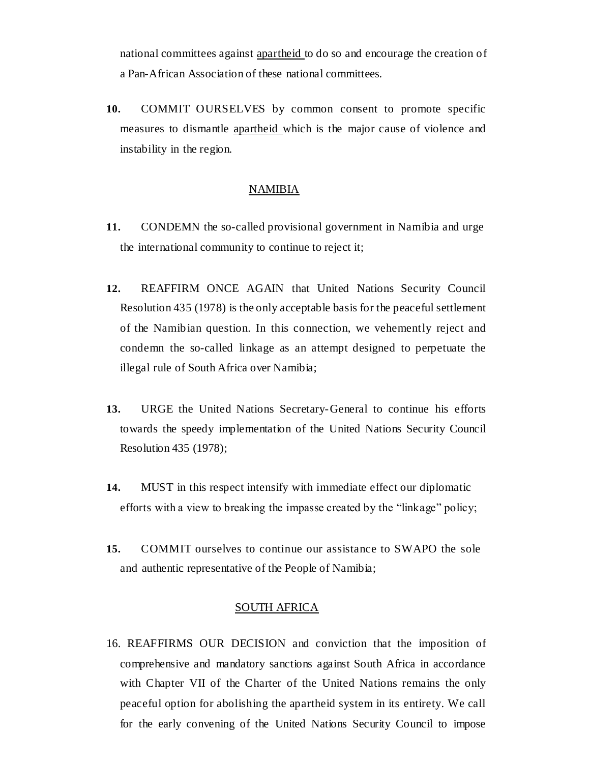national committees against apartheid to do so and encourage the creation of a Pan-African Association of these national committees.

**10.** COMMIT OURSELVES by common consent to promote specific measures to dismantle apartheid which is the major cause of violence and instability in the region.

## NAMIBIA

**11.** CONDEMN the so-called provisional government in Namibia and urge the international community to continue to reject it;

**12.** REAFFIRM ONCE AGAIN that United Nations Security Council Resolution 435 (1978) is the only acceptable basis for the peaceful settlement of the Namibian question. In this connection, we vehemently reject and condemn the so-called linkage as an attempt designed to perpetuate the illegal rule of South Africa over Namibia;

**13.** URGE the United Nations Secretary-General to continue his efforts towards the speedy implementation of the United Nations Security Council Resolution 435 (1978);

**14.** MUST in this respect intensify with immediate effect our diplomatic efforts with a view to breaking the impasse created by the "linkage" policy;

**15.** COMMIT ourselves to continue our assistance to SWAPO the sole and authentic representative of the People of Namibia;

## SOUTH AFRICA

16. REAFFIRMS OUR DECISION and conviction that the imposition of comprehensive and mandatory sanctions against South Africa in accordance with Chapter VII of the Charter of the United Nations remains the only peaceful option for abolishing the apartheid system in its entirety. We call for the early convening of the United Nations Security Council to impose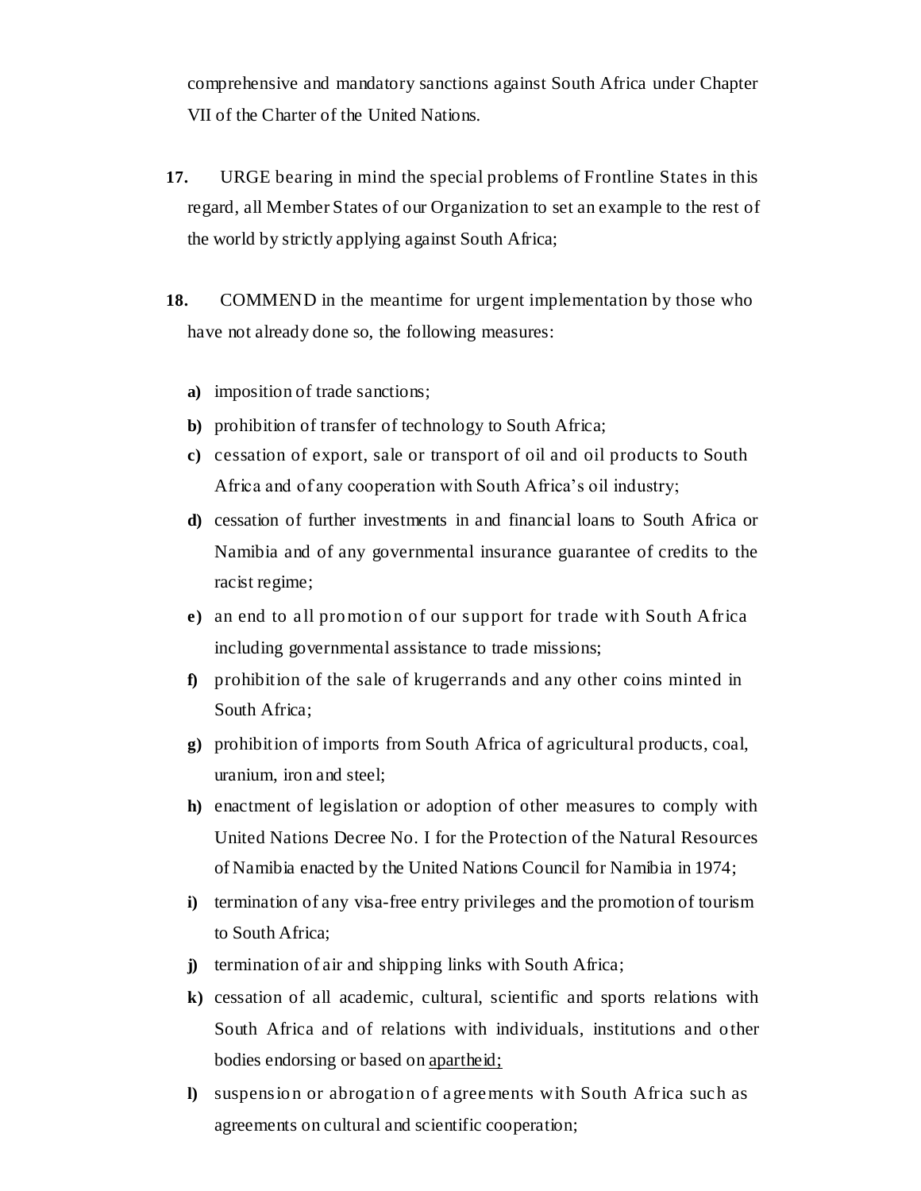comprehensive and mandatory sanctions against South Africa under Chapter VII of the Charter of the United Nations.

**17.** URGE bearing in mind the special problems of Frontline States in this regard, all Member States of our Organization to set an example to the rest of the world by strictly applying against South Africa;

**18.** COMMEND in the meantime for urgent implementation by those who have not already done so, the following measures:

- **a)** imposition of trade sanctions;
- **b)** prohibition of transfer of technology to South Africa;
- **c)** cessation of export, sale or transport of oil and oil products to South Africa and of any cooperation with South Africa's oil industry;
- **d)** cessation of further investments in and financial loans to South Africa or Namibia and of any governmental insurance guarantee of credits to the racist regime;
- **e)** an end to all promotion of our support for trade with South Africa including governmental assistance to trade missions;
- **f)** prohibition of the sale of krugerrands and any other coins minted in South Africa;
- **g)** prohibition of imports from South Africa of agricultural products, coal, uranium, iron and steel;
- **h)** enactment of legislation or adoption of other measures to comply with United Nations Decree No. I for the Protection of the Natural Resources of Namibia enacted by the United Nations Council for Namibia in 1974;
- **i)** termination of any visa-free entry privileges and the promotion of tourism to South Africa;
- **j)** termination of air and shipping links with South Africa;
- **k)** cessation of all academic, cultural, scientific and sports relations with South Africa and of relations with individuals, institutions and other bodies endorsing or based on apartheid;
- **l)** suspension or abrogation of agreements with South Africa such as agreements on cultural and scientific cooperation;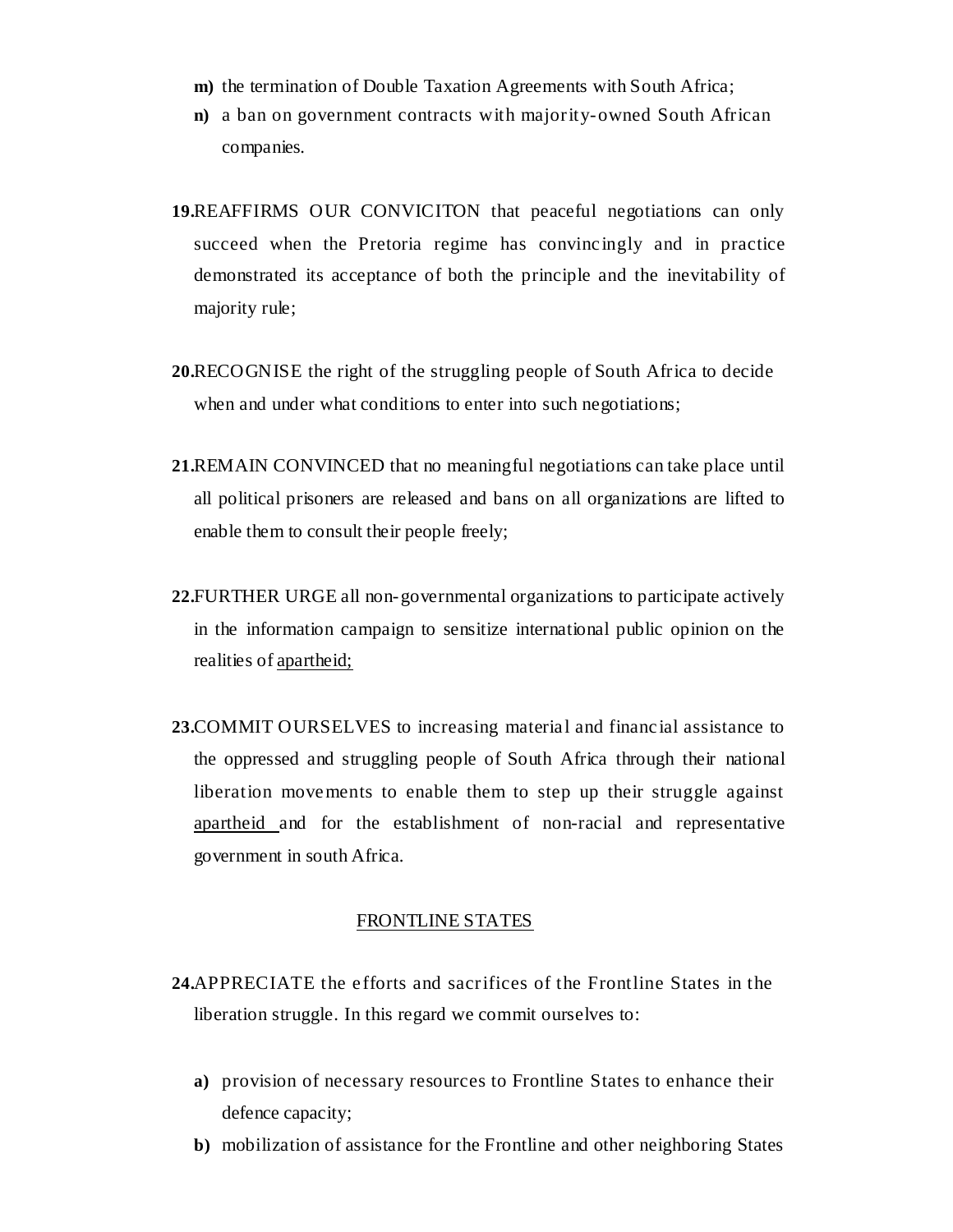- **m)** the termination of Double Taxation Agreements with South Africa;
- **n)** a ban on government contracts with majority-owned South African companies.

**19.**REAFFIRMS OUR CONVICITON that peaceful negotiations can only succeed when the Pretoria regime has convincingly and in practice demonstrated its acceptance of both the principle and the inevitability of majority rule;

**20.**RECOGNISE the right of the struggling people of South Africa to decide when and under what conditions to enter into such negotiations;

**21.**REMAIN CONVINCED that no meaningful negotiations can take place until all political prisoners are released and bans on all organizations are lifted to enable them to consult their people freely;

**22.**FURTHER URGE all non-governmental organizations to participate actively in the information campaign to sensitize international public opinion on the realities of <u>apartheid;</u>

**23.**COMMIT OURSELVES to increasing material and financial assistance to the oppressed and struggling people of South Africa through their national liberation movements to enable them to step up their struggle against <u>apartheid</u> and for the establishment of non-racial and representative government in south Africa.

<u>FRONTLINE STATES</u>

**24.**APPRECIATE the efforts and sacrifices of the Frontline States in the liberation struggle. In this regard we commit ourselves to:

- **a)** provision of necessary resources to Frontline States to enhance their defence capacity;
- **b)** mobilization of assistance for the Frontline and other neighboring States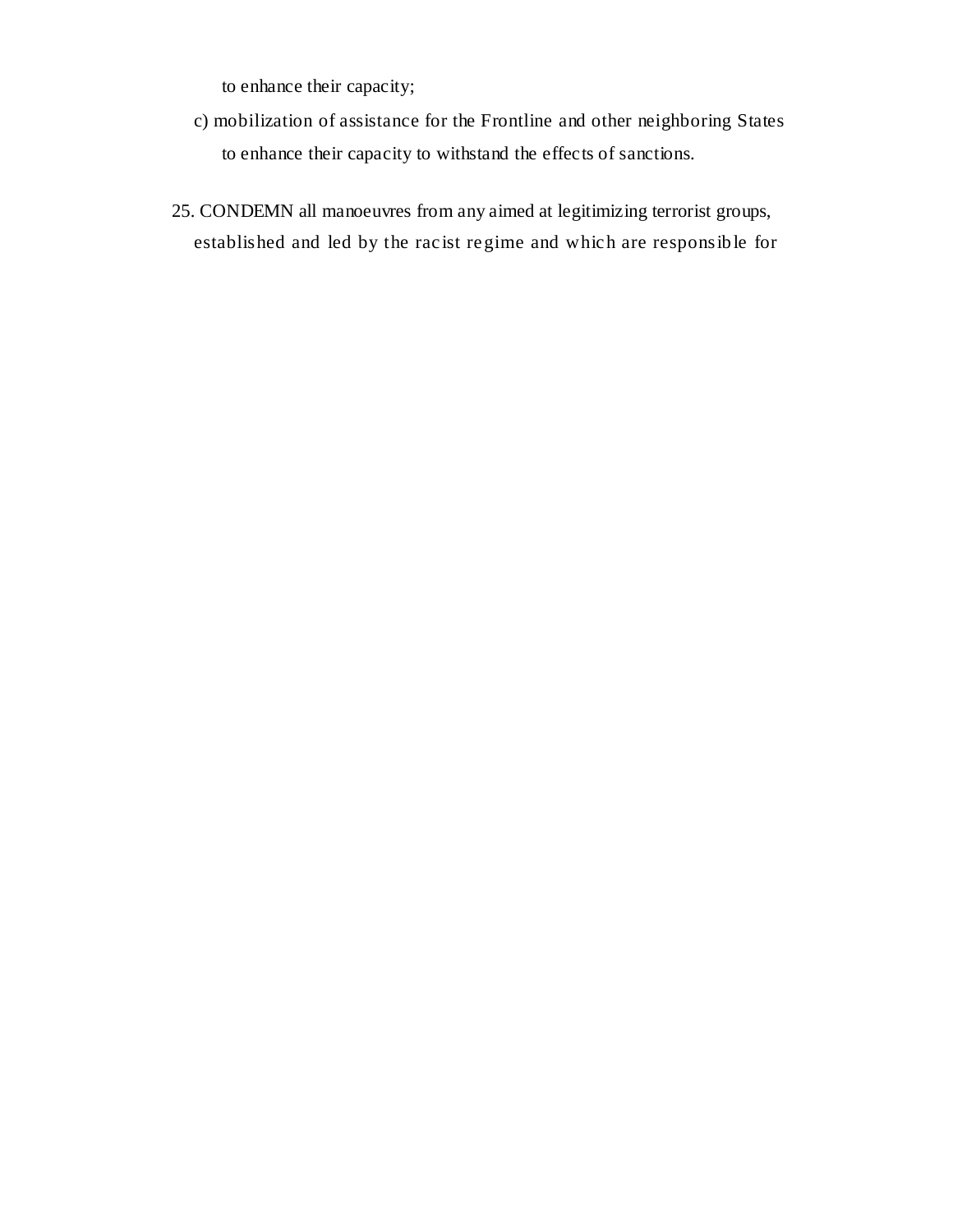to enhance their capacity;

c) mobilization of assistance for the Frontline and other neighboring States to enhance their capacity to withstand the effects of sanctions.

25. CONDEMN all manoeuvres from any aimed at legitimizing terrorist groups, established and led by the racist regime and which are responsible for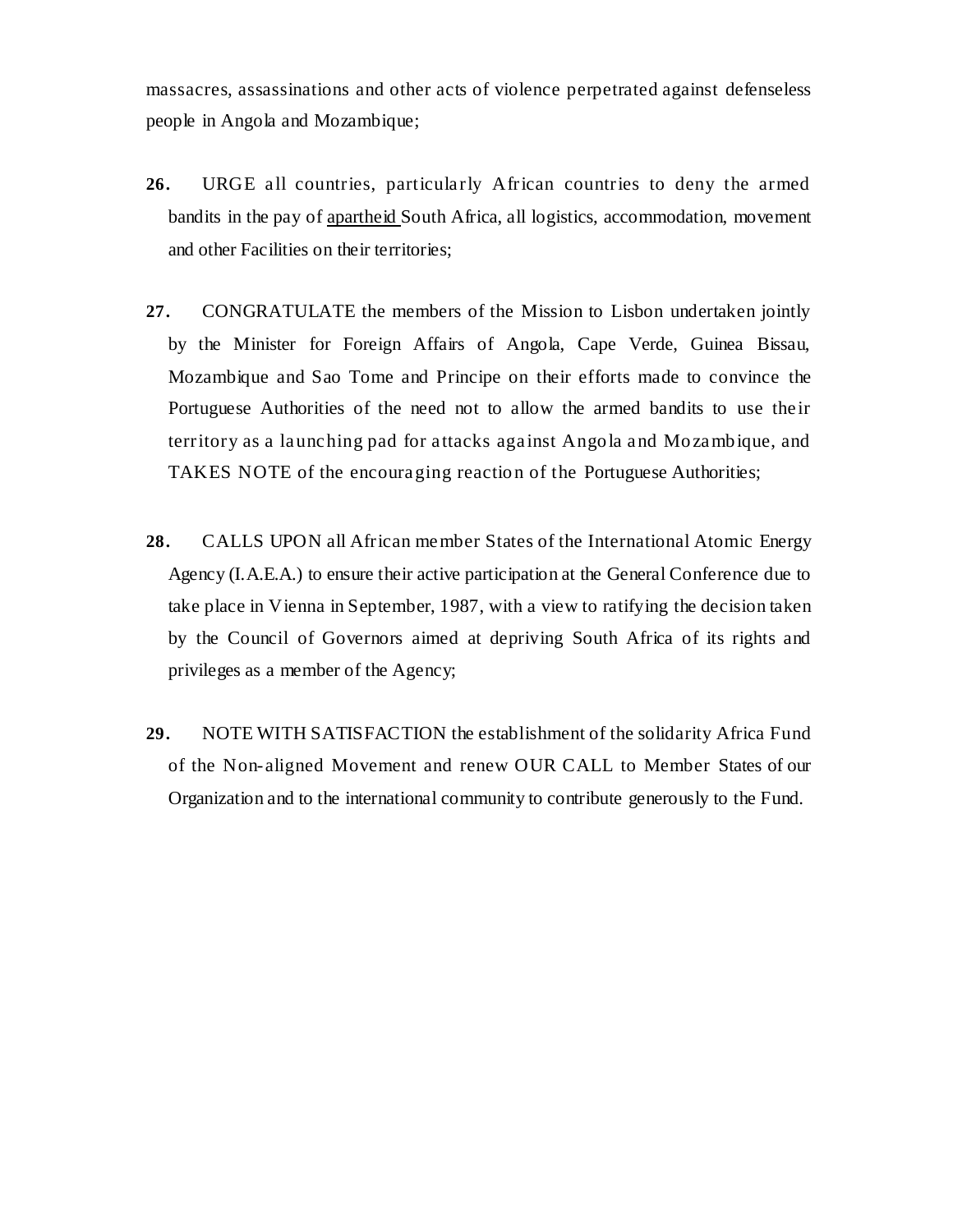massacres, assassinations and other acts of violence perpetrated against defenseless people in Angola and Mozambique;

**26.** URGE all countries, particularly African countries to deny the armed bandits in the pay of apartheid South Africa, all logistics, accommodation, movement and other Facilities on their territories;

**27.** CONGRATULATE the members of the Mission to Lisbon undertaken jointly by the Minister for Foreign Affairs of Angola, Cape Verde, Guinea Bissau, Mozambique and Sao Tome and Principe on their efforts made to convince the Portuguese Authorities of the need not to allow the armed bandits to use their territory as a launching pad for attacks against Angola and Mozambique, and TAKES NOTE of the encouraging reaction of the Portuguese Authorities;

**28.** CALLS UPON all African member States of the International Atomic Energy Agency (I.A.E.A.) to ensure their active participation at the General Conference due to take place in Vienna in September, 1987, with a view to ratifying the decision taken by the Council of Governors aimed at depriving South Africa of its rights and privileges as a member of the Agency;

**29.** NOTE WITH SATISFACTION the establishment of the solidarity Africa Fund of the Non-aligned Movement and renew OUR CALL to Member States of our Organization and to the international community to contribute generously to the Fund.